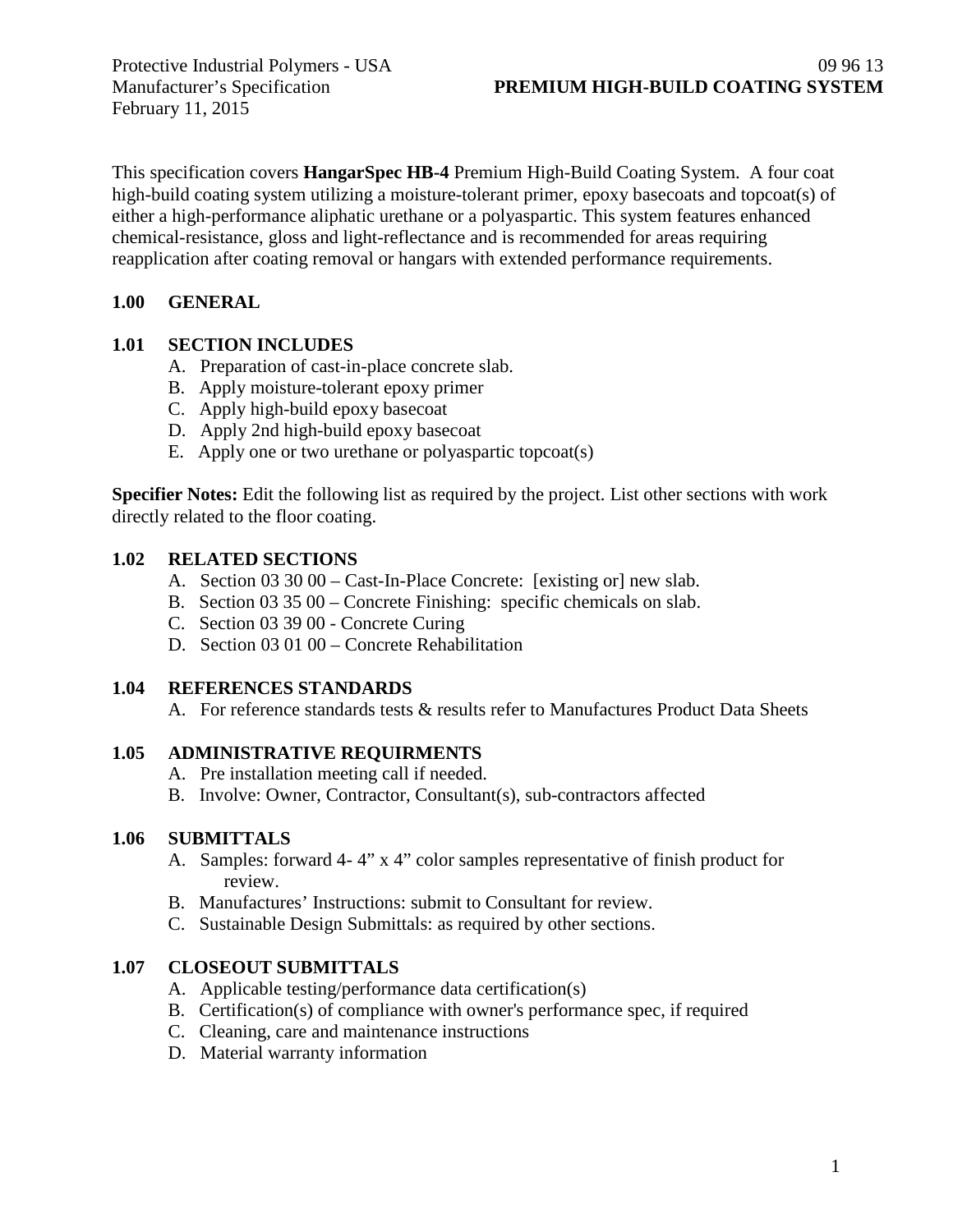Protective Industrial Polymers - USA
Manufacturer's Specification
February 11, 2015

09 96 13
**PREMIUM HIGH-BUILD COATING SYSTEM**

This specification covers **HangarSpec HB-4** Premium High-Build Coating System. A four coat high-build coating system utilizing a moisture-tolerant primer, epoxy basecoats and topcoat(s) of either a high-performance aliphatic urethane or a polyaspartic. This system features enhanced chemical-resistance, gloss and light-reflectance and is recommended for areas requiring reapplication after coating removal or hangars with extended performance requirements.

## 1.00 GENERAL

### 1.01 SECTION INCLUDES

A. Preparation of cast-in-place concrete slab.
B. Apply moisture-tolerant epoxy primer
C. Apply high-build epoxy basecoat
D. Apply 2nd high-build epoxy basecoat
E. Apply one or two urethane or polyaspartic topcoat(s)

**Specifier Notes:** Edit the following list as required by the project. List other sections with work directly related to the floor coating.

### 1.02 RELATED SECTIONS

A. Section 03 30 00 – Cast-In-Place Concrete: [existing or] new slab.
B. Section 03 35 00 – Concrete Finishing: specific chemicals on slab.
C. Section 03 39 00 - Concrete Curing
D. Section 03 01 00 – Concrete Rehabilitation

### 1.04 REFERENCES STANDARDS

A. For reference standards tests & results refer to Manufactures Product Data Sheets

### 1.05 ADMINISTRATIVE REQUIRMENTS

A. Pre installation meeting call if needed.
B. Involve: Owner, Contractor, Consultant(s), sub-contractors affected

### 1.06 SUBMITTALS

A. Samples: forward 4- 4" x 4" color samples representative of finish product for review.
B. Manufactures' Instructions: submit to Consultant for review.
C. Sustainable Design Submittals: as required by other sections.

### 1.07 CLOSEOUT SUBMITTALS

A. Applicable testing/performance data certification(s)
B. Certification(s) of compliance with owner's performance spec, if required
C. Cleaning, care and maintenance instructions
D. Material warranty information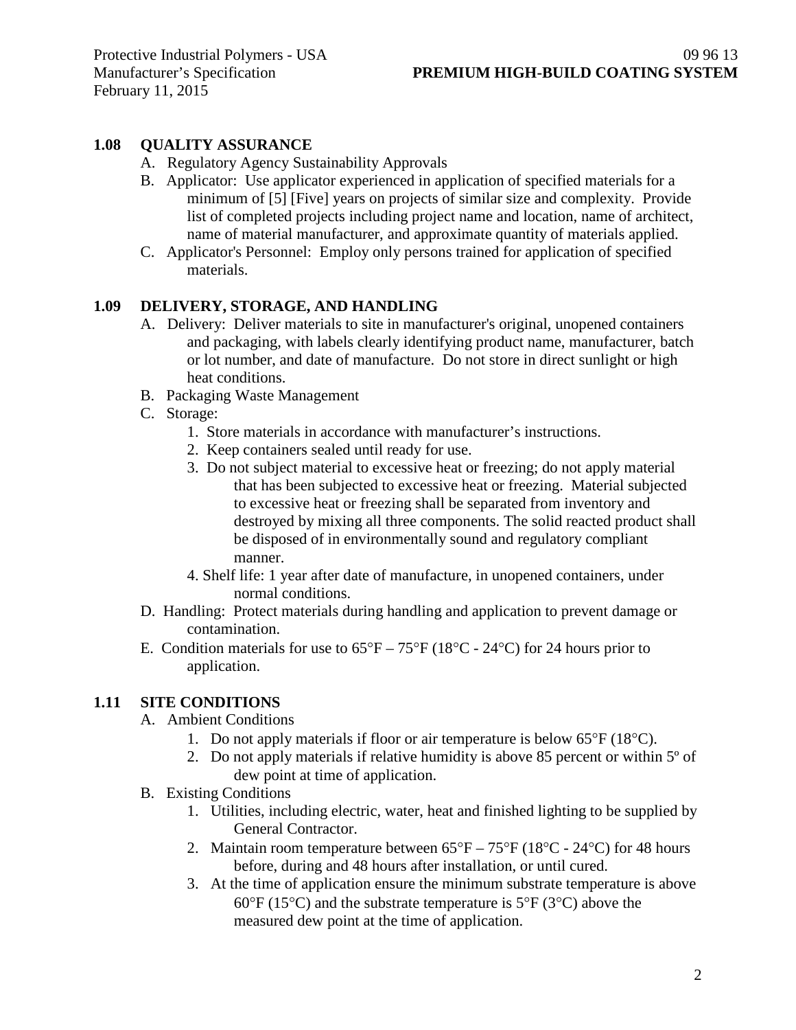## 1.08 QUALITY ASSURANCE

A. Regulatory Agency Sustainability Approvals

B. Applicator: Use applicator experienced in application of specified materials for a minimum of [5] [Five] years on projects of similar size and complexity. Provide list of completed projects including project name and location, name of architect, name of material manufacturer, and approximate quantity of materials applied.

C. Applicator's Personnel: Employ only persons trained for application of specified materials.

## 1.09 DELIVERY, STORAGE, AND HANDLING

A. Delivery: Deliver materials to site in manufacturer's original, unopened containers and packaging, with labels clearly identifying product name, manufacturer, batch or lot number, and date of manufacture. Do not store in direct sunlight or high heat conditions.

B. Packaging Waste Management

C. Storage:

1. Store materials in accordance with manufacturer's instructions.
2. Keep containers sealed until ready for use.
3. Do not subject material to excessive heat or freezing; do not apply material that has been subjected to excessive heat or freezing. Material subjected to excessive heat or freezing shall be separated from inventory and destroyed by mixing all three components. The solid reacted product shall be disposed of in environmentally sound and regulatory compliant manner.
4. Shelf life: 1 year after date of manufacture, in unopened containers, under normal conditions.

D. Handling: Protect materials during handling and application to prevent damage or contamination.

E. Condition materials for use to 65°F – 75°F (18°C - 24°C) for 24 hours prior to application.

## 1.11 SITE CONDITIONS

A. Ambient Conditions

1. Do not apply materials if floor or air temperature is below 65°F (18°C).
2. Do not apply materials if relative humidity is above 85 percent or within 5º of dew point at time of application.

B. Existing Conditions

1. Utilities, including electric, water, heat and finished lighting to be supplied by General Contractor.
2. Maintain room temperature between 65°F – 75°F (18°C - 24°C) for 48 hours before, during and 48 hours after installation, or until cured.
3. At the time of application ensure the minimum substrate temperature is above 60°F (15°C) and the substrate temperature is 5°F (3°C) above the measured dew point at the time of application.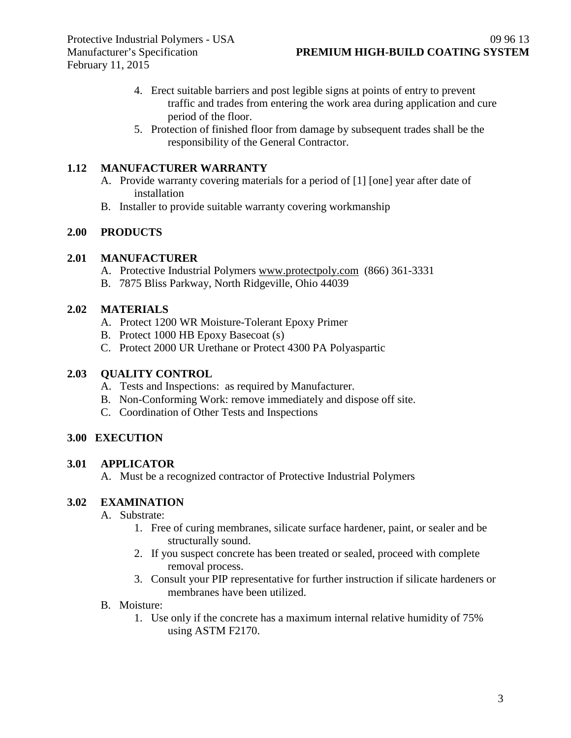4. Erect suitable barriers and post legible signs at points of entry to prevent traffic and trades from entering the work area during application and cure period of the floor.
5. Protection of finished floor from damage by subsequent trades shall be the responsibility of the General Contractor.

## 1.12 MANUFACTURER WARRANTY

A. Provide warranty covering materials for a period of [1] [one] year after date of installation

B. Installer to provide suitable warranty covering workmanship

# 2.00 PRODUCTS

## 2.01 MANUFACTURER

A. Protective Industrial Polymers www.protectpoly.com (866) 361-3331

B. 7875 Bliss Parkway, North Ridgeville, Ohio 44039

## 2.02 MATERIALS

A. Protect 1200 WR Moisture-Tolerant Epoxy Primer

B. Protect 1000 HB Epoxy Basecoat (s)

C. Protect 2000 UR Urethane or Protect 4300 PA Polyaspartic

## 2.03 QUALITY CONTROL

A. Tests and Inspections: as required by Manufacturer.

B. Non-Conforming Work: remove immediately and dispose off site.

C. Coordination of Other Tests and Inspections

# 3.00 EXECUTION

## 3.01 APPLICATOR

A. Must be a recognized contractor of Protective Industrial Polymers

## 3.02 EXAMINATION

A. Substrate:

1. Free of curing membranes, silicate surface hardener, paint, or sealer and be structurally sound.
2. If you suspect concrete has been treated or sealed, proceed with complete removal process.
3. Consult your PIP representative for further instruction if silicate hardeners or membranes have been utilized.

B. Moisture:

1. Use only if the concrete has a maximum internal relative humidity of 75% using ASTM F2170.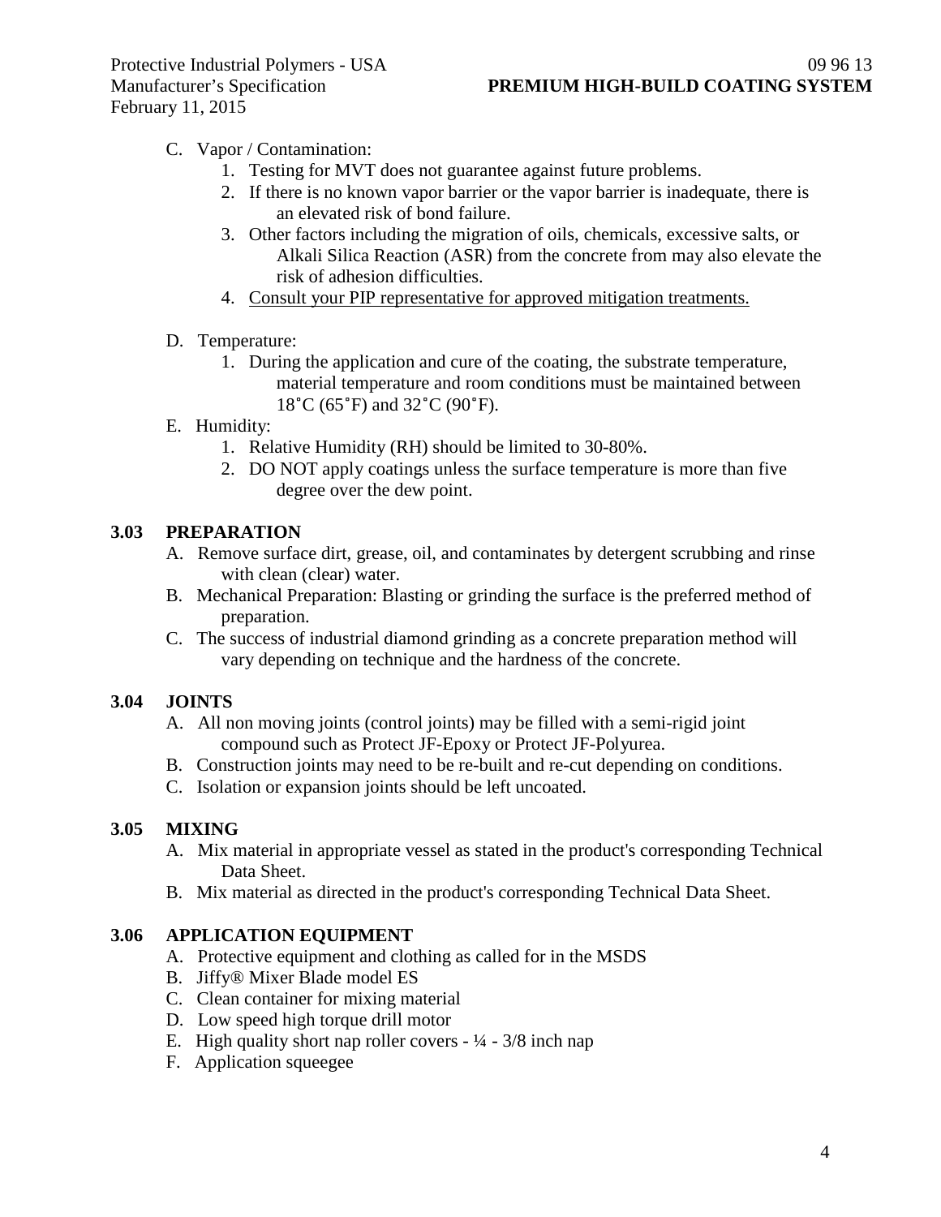C. Vapor / Contamination:
   1. Testing for MVT does not guarantee against future problems.
   2. If there is no known vapor barrier or the vapor barrier is inadequate, there is an elevated risk of bond failure.
   3. Other factors including the migration of oils, chemicals, excessive salts, or Alkali Silica Reaction (ASR) from the concrete from may also elevate the risk of adhesion difficulties.
   4. <u>Consult your PIP representative for approved mitigation treatments.</u>

D. Temperature:
   1. During the application and cure of the coating, the substrate temperature, material temperature and room conditions must be maintained between 18˚C (65˚F) and 32˚C (90˚F).

E. Humidity:
   1. Relative Humidity (RH) should be limited to 30-80%.
   2. DO NOT apply coatings unless the surface temperature is more than five degree over the dew point.

### 3.03 PREPARATION

A. Remove surface dirt, grease, oil, and contaminates by detergent scrubbing and rinse with clean (clear) water.

B. Mechanical Preparation: Blasting or grinding the surface is the preferred method of preparation.

C. The success of industrial diamond grinding as a concrete preparation method will vary depending on technique and the hardness of the concrete.

### 3.04 JOINTS

A. All non moving joints (control joints) may be filled with a semi-rigid joint compound such as Protect JF-Epoxy or Protect JF-Polyurea.

B. Construction joints may need to be re-built and re-cut depending on conditions.

C. Isolation or expansion joints should be left uncoated.

### 3.05 MIXING

A. Mix material in appropriate vessel as stated in the product's corresponding Technical Data Sheet.

B. Mix material as directed in the product's corresponding Technical Data Sheet.

### 3.06 APPLICATION EQUIPMENT

A. Protective equipment and clothing as called for in the MSDS

B. Jiffy® Mixer Blade model ES

C. Clean container for mixing material

D. Low speed high torque drill motor

E. High quality short nap roller covers - ¼ - 3/8 inch nap

F. Application squeegee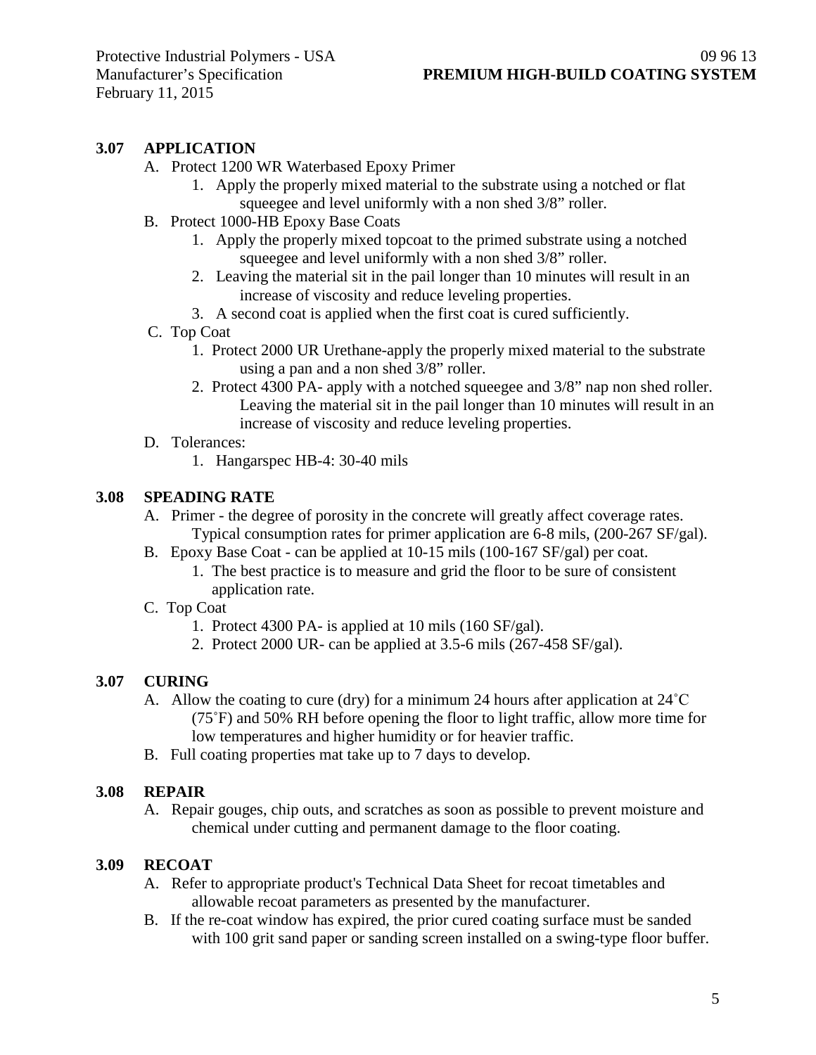### 3.07 APPLICATION

A. Protect 1200 WR Waterbased Epoxy Primer
   1. Apply the properly mixed material to the substrate using a notched or flat squeegee and level uniformly with a non shed 3/8" roller.

B. Protect 1000-HB Epoxy Base Coats
   1. Apply the properly mixed topcoat to the primed substrate using a notched squeegee and level uniformly with a non shed 3/8" roller.
   2. Leaving the material sit in the pail longer than 10 minutes will result in an increase of viscosity and reduce leveling properties.
   3. A second coat is applied when the first coat is cured sufficiently.

C. Top Coat
   1. Protect 2000 UR Urethane-apply the properly mixed material to the substrate using a pan and a non shed 3/8" roller.
   2. Protect 4300 PA- apply with a notched squeegee and 3/8" nap non shed roller. Leaving the material sit in the pail longer than 10 minutes will result in an increase of viscosity and reduce leveling properties.

D. Tolerances:
   1. Hangarspec HB-4: 30-40 mils

### 3.08 SPEADING RATE

A. Primer - the degree of porosity in the concrete will greatly affect coverage rates. Typical consumption rates for primer application are 6-8 mils, (200-267 SF/gal).

B. Epoxy Base Coat - can be applied at 10-15 mils (100-167 SF/gal) per coat.
   1. The best practice is to measure and grid the floor to be sure of consistent application rate.

C. Top Coat
   1. Protect 4300 PA- is applied at 10 mils (160 SF/gal).
   2. Protect 2000 UR- can be applied at 3.5-6 mils (267-458 SF/gal).

### 3.07 CURING

A. Allow the coating to cure (dry) for a minimum 24 hours after application at 24˚C (75˚F) and 50% RH before opening the floor to light traffic, allow more time for low temperatures and higher humidity or for heavier traffic.

B. Full coating properties mat take up to 7 days to develop.

### 3.08 REPAIR

A. Repair gouges, chip outs, and scratches as soon as possible to prevent moisture and chemical under cutting and permanent damage to the floor coating.

### 3.09 RECOAT

A. Refer to appropriate product's Technical Data Sheet for recoat timetables and allowable recoat parameters as presented by the manufacturer.

B. If the re-coat window has expired, the prior cured coating surface must be sanded with 100 grit sand paper or sanding screen installed on a swing-type floor buffer.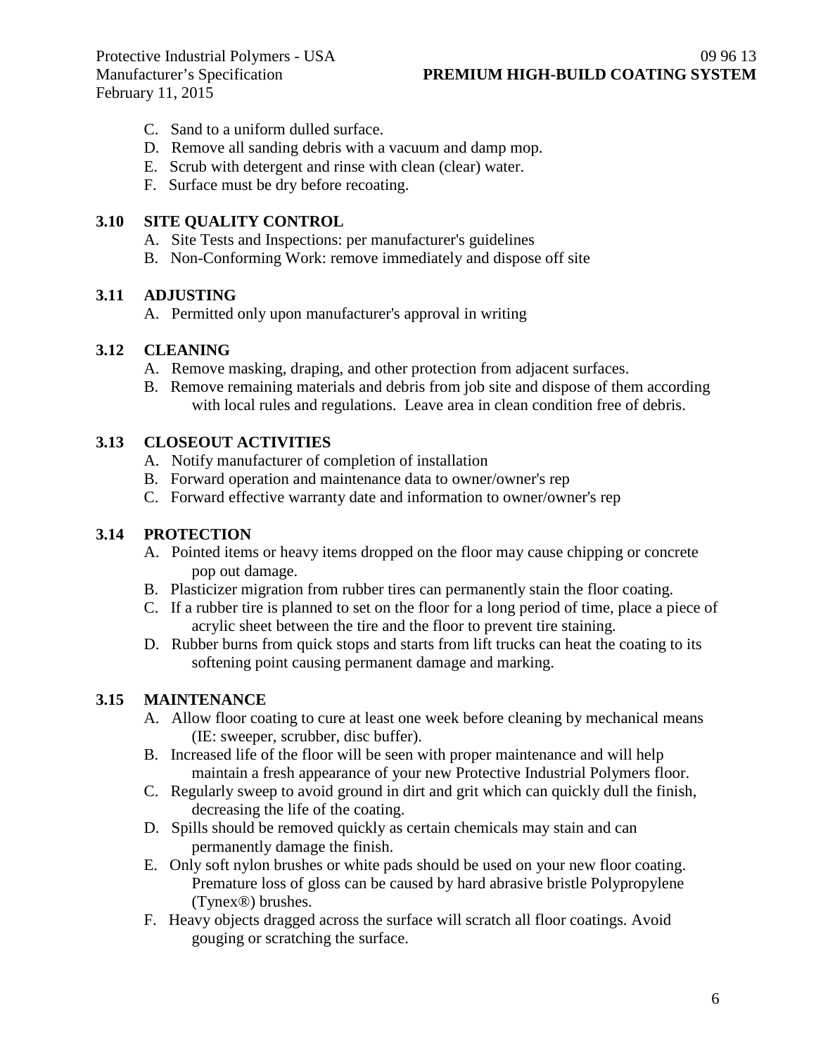C. Sand to a uniform dulled surface.
D. Remove all sanding debris with a vacuum and damp mop.
E. Scrub with detergent and rinse with clean (clear) water.
F. Surface must be dry before recoating.

## 3.10 SITE QUALITY CONTROL

A. Site Tests and Inspections: per manufacturer's guidelines
B. Non-Conforming Work: remove immediately and dispose off site

## 3.11 ADJUSTING

A. Permitted only upon manufacturer's approval in writing

## 3.12 CLEANING

A. Remove masking, draping, and other protection from adjacent surfaces.
B. Remove remaining materials and debris from job site and dispose of them according with local rules and regulations. Leave area in clean condition free of debris.

## 3.13 CLOSEOUT ACTIVITIES

A. Notify manufacturer of completion of installation
B. Forward operation and maintenance data to owner/owner's rep
C. Forward effective warranty date and information to owner/owner's rep

## 3.14 PROTECTION

A. Pointed items or heavy items dropped on the floor may cause chipping or concrete pop out damage.
B. Plasticizer migration from rubber tires can permanently stain the floor coating.
C. If a rubber tire is planned to set on the floor for a long period of time, place a piece of acrylic sheet between the tire and the floor to prevent tire staining.
D. Rubber burns from quick stops and starts from lift trucks can heat the coating to its softening point causing permanent damage and marking.

## 3.15 MAINTENANCE

A. Allow floor coating to cure at least one week before cleaning by mechanical means (IE: sweeper, scrubber, disc buffer).
B. Increased life of the floor will be seen with proper maintenance and will help maintain a fresh appearance of your new Protective Industrial Polymers floor.
C. Regularly sweep to avoid ground in dirt and grit which can quickly dull the finish, decreasing the life of the coating.
D. Spills should be removed quickly as certain chemicals may stain and can permanently damage the finish.
E. Only soft nylon brushes or white pads should be used on your new floor coating. Premature loss of gloss can be caused by hard abrasive bristle Polypropylene (Tynex®) brushes.
F. Heavy objects dragged across the surface will scratch all floor coatings. Avoid gouging or scratching the surface.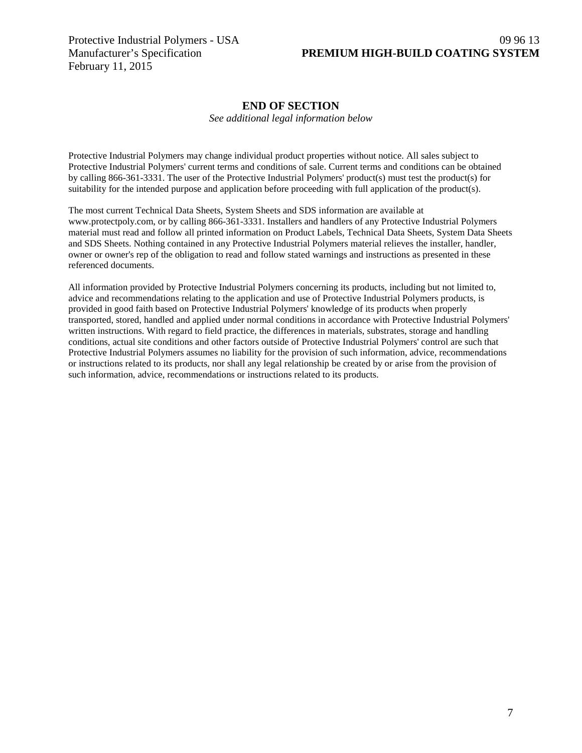**END OF SECTION**

*See additional legal information below*

Protective Industrial Polymers may change individual product properties without notice. All sales subject to Protective Industrial Polymers' current terms and conditions of sale. Current terms and conditions can be obtained by calling 866-361-3331. The user of the Protective Industrial Polymers' product(s) must test the product(s) for suitability for the intended purpose and application before proceeding with full application of the product(s).

The most current Technical Data Sheets, System Sheets and SDS information are available at www.protectpoly.com, or by calling 866-361-3331. Installers and handlers of any Protective Industrial Polymers material must read and follow all printed information on Product Labels, Technical Data Sheets, System Data Sheets and SDS Sheets. Nothing contained in any Protective Industrial Polymers material relieves the installer, handler, owner or owner's rep of the obligation to read and follow stated warnings and instructions as presented in these referenced documents.

All information provided by Protective Industrial Polymers concerning its products, including but not limited to, advice and recommendations relating to the application and use of Protective Industrial Polymers products, is provided in good faith based on Protective Industrial Polymers' knowledge of its products when properly transported, stored, handled and applied under normal conditions in accordance with Protective Industrial Polymers' written instructions. With regard to field practice, the differences in materials, substrates, storage and handling conditions, actual site conditions and other factors outside of Protective Industrial Polymers' control are such that Protective Industrial Polymers assumes no liability for the provision of such information, advice, recommendations or instructions related to its products, nor shall any legal relationship be created by or arise from the provision of such information, advice, recommendations or instructions related to its products.